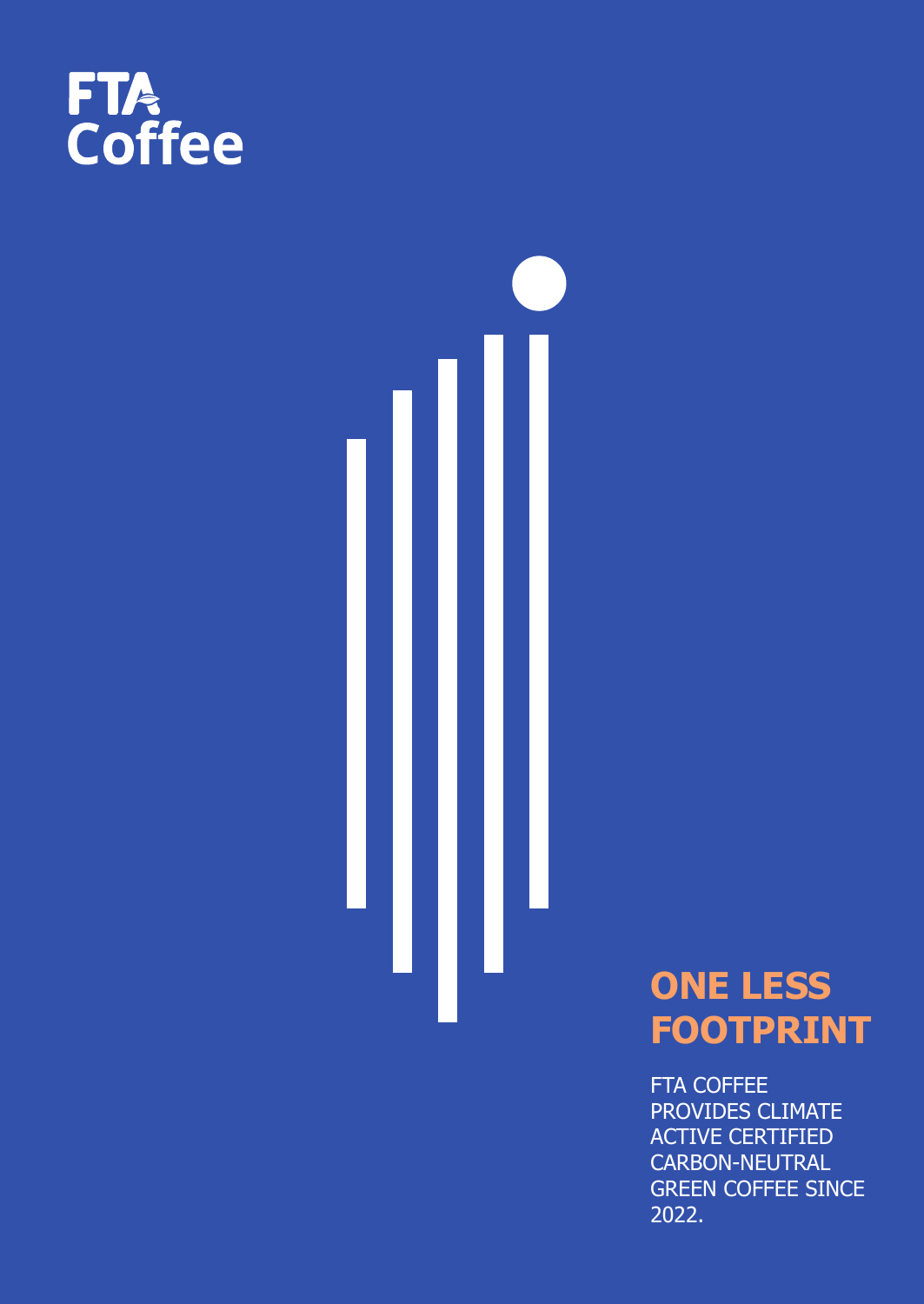FTA Coffee

## ONE LESS FOOTPRINT

FTA COFFEE PROVIDES CLIMATE ACTIVE CERTIFIED CARBON-NEUTRAL GREEN COFFEE SINCE 2022.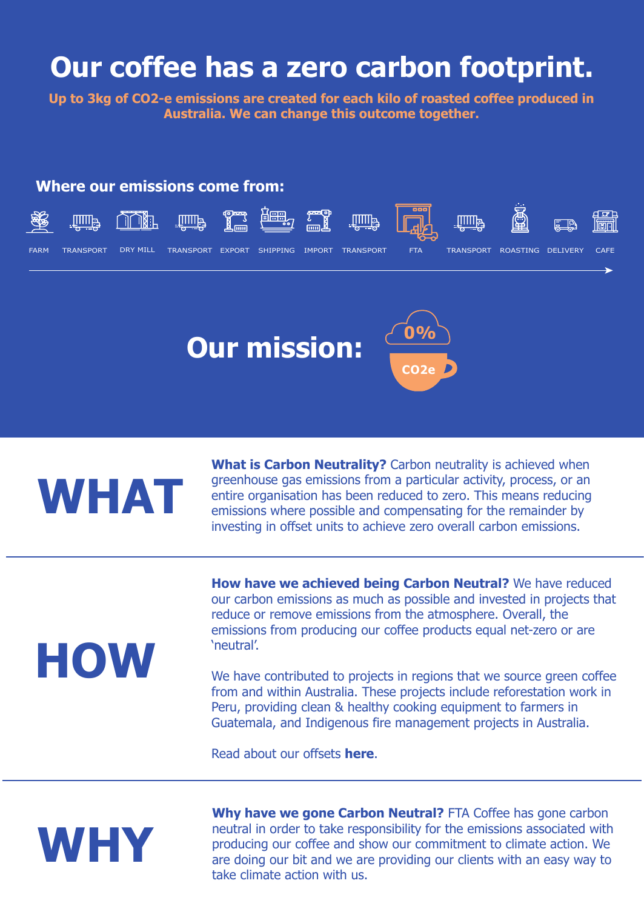# Our coffee has a zero carbon footprint.

**Up to 3kg of CO2-e emissions are created for each kilo of roasted coffee produced in Australia. We can change this outcome together.**

## Where our emissions come from:

FARM → TRANSPORT → DRY MILL → TRANSPORT → EXPORT → SHIPPING → IMPORT → TRANSPORT → FTA → TRANSPORT → ROASTING → DELIVERY → CAFE

## Our mission:

0%

CO2e

# WHAT

**What is Carbon Neutrality?** Carbon neutrality is achieved when greenhouse gas emissions from a particular activity, process, or an entire organisation has been reduced to zero. This means reducing emissions where possible and compensating for the remainder by investing in offset units to achieve zero overall carbon emissions.

# HOW

**How have we achieved being Carbon Neutral?** We have reduced our carbon emissions as much as possible and invested in projects that reduce or remove emissions from the atmosphere. Overall, the emissions from producing our coffee products equal net-zero or are 'neutral'.

We have contributed to projects in regions that we source green coffee from and within Australia. These projects include reforestation work in Peru, providing clean & healthy cooking equipment to farmers in Guatemala, and Indigenous fire management projects in Australia.

Read about our offsets **here**.

# WHY

**Why have we gone Carbon Neutral?** FTA Coffee has gone carbon neutral in order to take responsibility for the emissions associated with producing our coffee and show our commitment to climate action. We are doing our bit and we are providing our clients with an easy way to take climate action with us.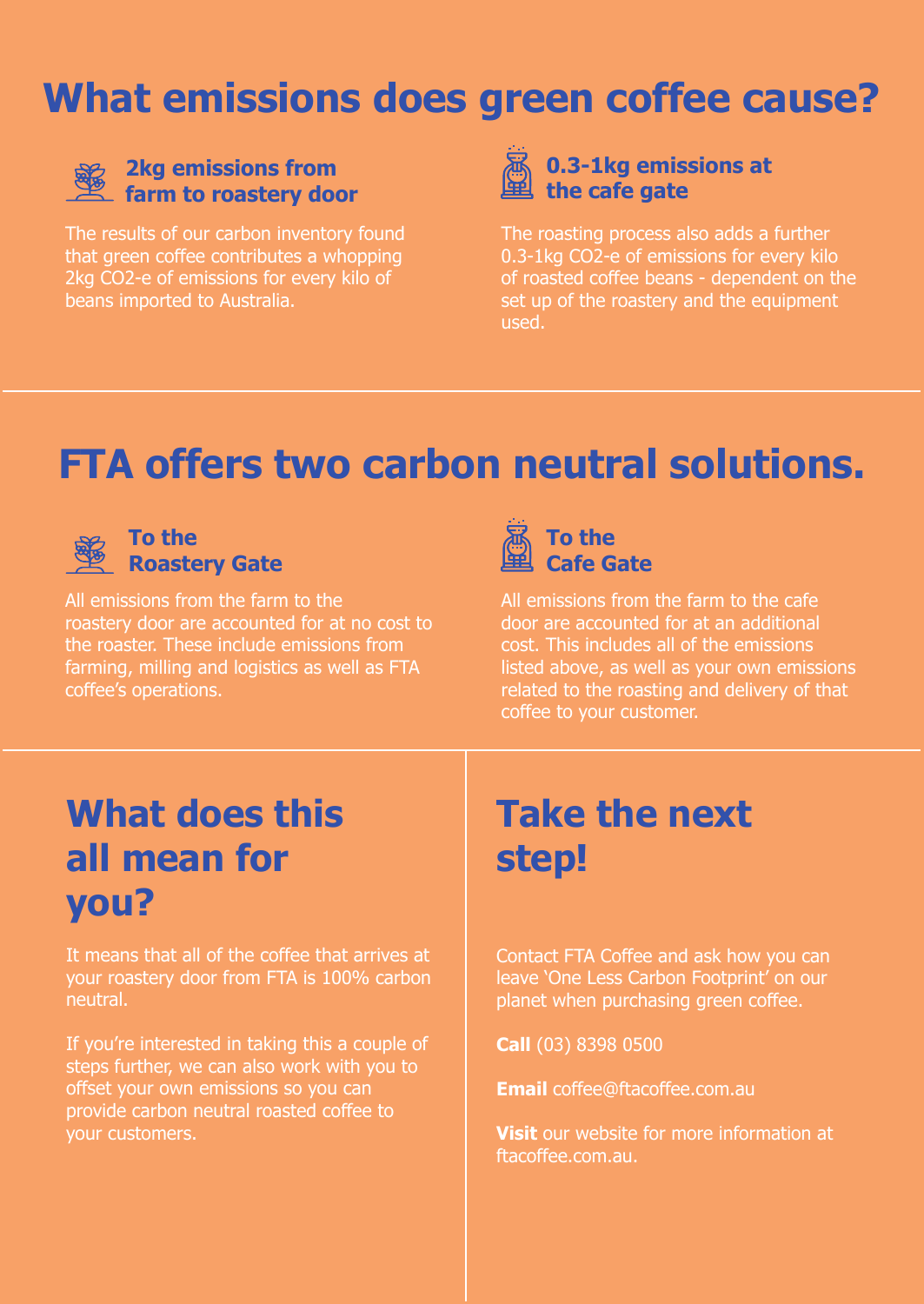# What emissions does green coffee cause?

### 2kg emissions from farm to roastery door

The results of our carbon inventory found that green coffee contributes a whopping 2kg CO2-e of emissions for every kilo of beans imported to Australia.

### 0.3-1kg emissions at the cafe gate

The roasting process also adds a further 0.3-1kg CO2-e of emissions for every kilo of roasted coffee beans - dependent on the set up of the roastery and the equipment used.

# FTA offers two carbon neutral solutions.

### To the Roastery Gate

All emissions from the farm to the roastery door are accounted for at no cost to the roaster. These include emissions from farming, milling and logistics as well as FTA coffee's operations.

### To the Cafe Gate

All emissions from the farm to the cafe door are accounted for at an additional cost. This includes all of the emissions listed above, as well as your own emissions related to the roasting and delivery of that coffee to your customer.

## What does this all mean for you?

It means that all of the coffee that arrives at your roastery door from FTA is 100% carbon neutral.

If you're interested in taking this a couple of steps further, we can also work with you to offset your own emissions so you can provide carbon neutral roasted coffee to your customers.

## Take the next step!

Contact FTA Coffee and ask how you can leave 'One Less Carbon Footprint' on our planet when purchasing green coffee.

**Call** (03) 8398 0500

**Email** coffee@ftacoffee.com.au

**Visit** our website for more information at ftacoffee.com.au.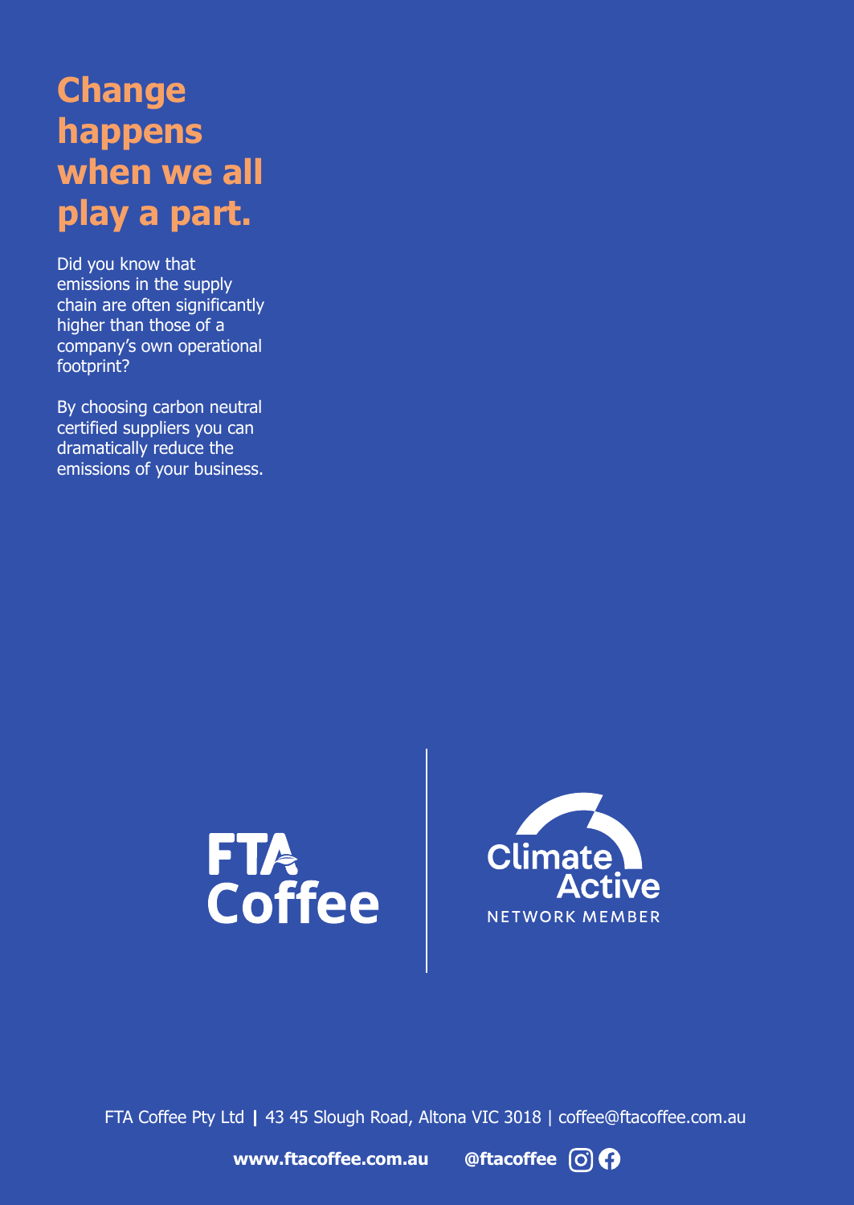# Change happens when we all play a part.

Did you know that emissions in the supply chain are often significantly higher than those of a company's own operational footprint?

By choosing carbon neutral certified suppliers you can dramatically reduce the emissions of your business.

FTA Coffee

Climate Active NETWORK MEMBER

FTA Coffee Pty Ltd | 43 45 Slough Road, Altona VIC 3018 | coffee@ftacoffee.com.au

**www.ftacoffee.com.au** **@ftacoffee**